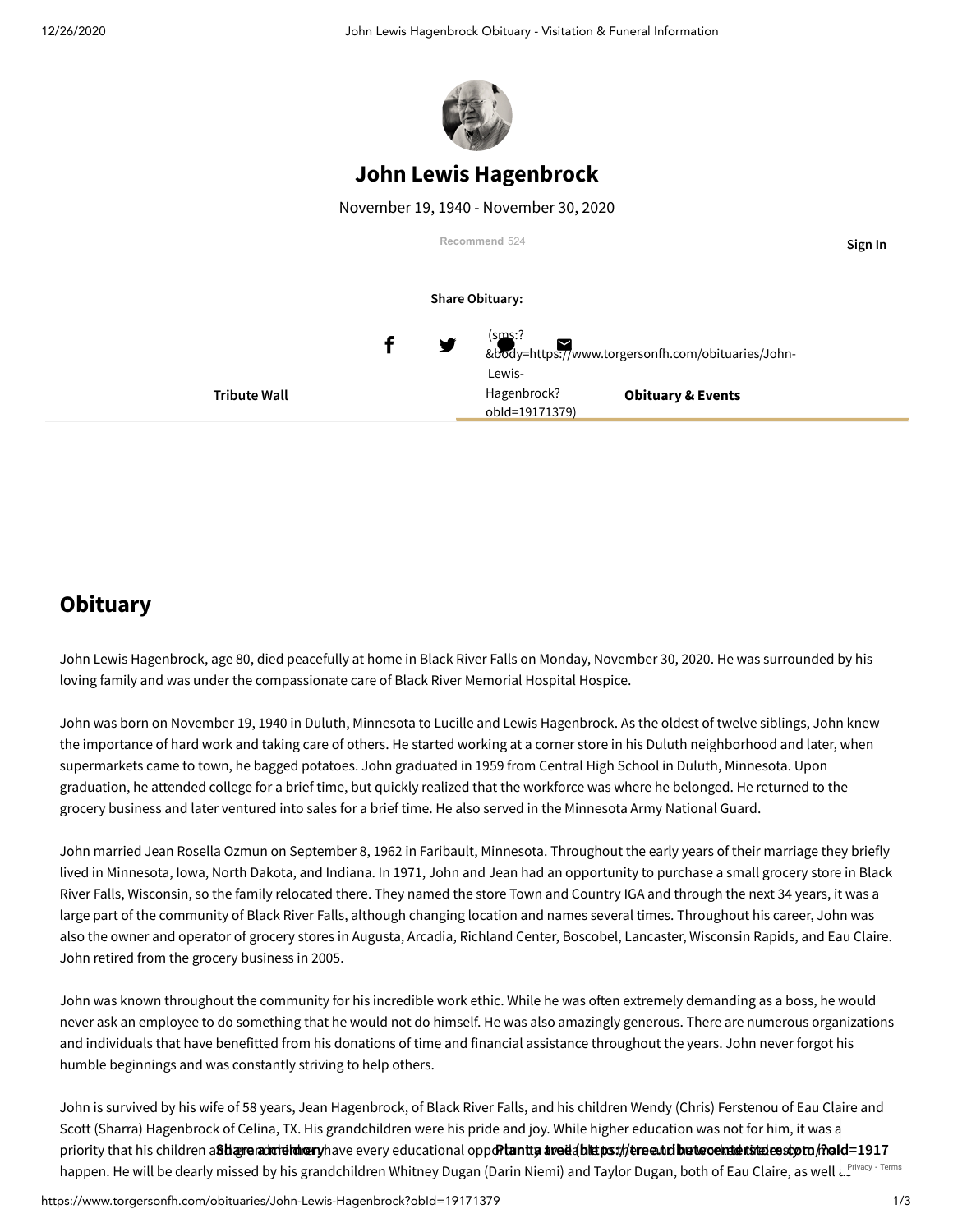# John Lewis Hagenbrock

November 19, 1940 - November 30, 2020

Recommend 524

Sign In

**Share Obituary:**

(sms:?&body=https://www.torgersonfh.com/obituaries/John-Lewis-Hagenbrock?obId=19171379)

**Tribute Wall**

**Obituary & Events**

## Obituary

John Lewis Hagenbrock, age 80, died peacefully at home in Black River Falls on Monday, November 30, 2020. He was surrounded by his loving family and was under the compassionate care of Black River Memorial Hospital Hospice.

John was born on November 19, 1940 in Duluth, Minnesota to Lucille and Lewis Hagenbrock. As the oldest of twelve siblings, John knew the importance of hard work and taking care of others. He started working at a corner store in his Duluth neighborhood and later, when supermarkets came to town, he bagged potatoes. John graduated in 1959 from Central High School in Duluth, Minnesota. Upon graduation, he attended college for a brief time, but quickly realized that the workforce was where he belonged. He returned to the grocery business and later ventured into sales for a brief time. He also served in the Minnesota Army National Guard.

John married Jean Rosella Ozmun on September 8, 1962 in Faribault, Minnesota. Throughout the early years of their marriage they briefly lived in Minnesota, Iowa, North Dakota, and Indiana. In 1971, John and Jean had an opportunity to purchase a small grocery store in Black River Falls, Wisconsin, so the family relocated there. They named the store Town and Country IGA and through the next 34 years, it was a large part of the community of Black River Falls, although changing location and names several times. Throughout his career, John was also the owner and operator of grocery stores in Augusta, Arcadia, Richland Center, Boscobel, Lancaster, Wisconsin Rapids, and Eau Claire. John retired from the grocery business in 2005.

John was known throughout the community for his incredible work ethic. While he was often extremely demanding as a boss, he would never ask an employee to do something that he would not do himself. He was also amazingly generous. There are numerous organizations and individuals that have benefitted from his donations of time and financial assistance throughout the years. John never forgot his humble beginnings and was constantly striving to help others.

John is survived by his wife of 58 years, Jean Hagenbrock, of Black River Falls, and his children Wendy (Chris) Ferstenou of Eau Claire and Scott (Sharra) Hagenbrock of Celina, TX. His grandchildren were his pride and joy. While higher education was not for him, it was a priority that his children and grandchildren have every educational opportunity available to them and he worked tirelessly to make that happen. He will be dearly missed by his grandchildren Whitney Dugan (Darin Niemi) and Taylor Dugan, both of Eau Claire, as well as

**Share a memory**

**Plant a tree (https://tree.tributecenterstore.com/?oId=1917**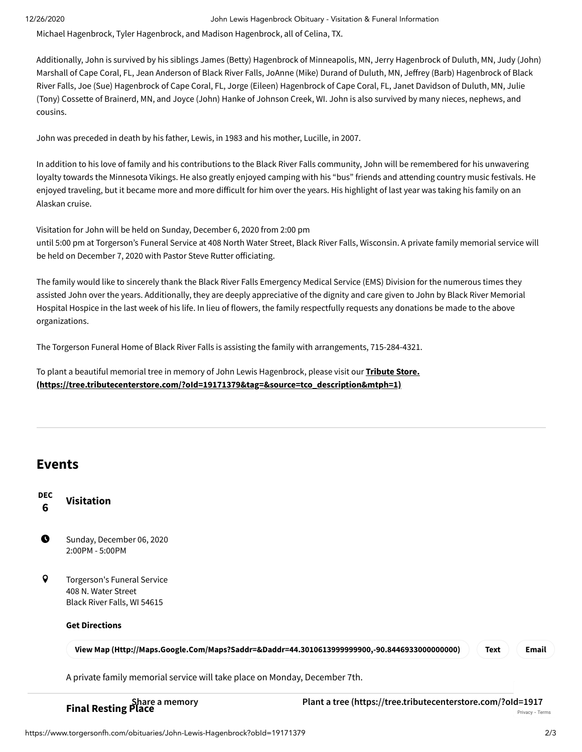Michael Hagenbrock, Tyler Hagenbrock, and Madison Hagenbrock, all of Celina, TX.

Additionally, John is survived by his siblings James (Betty) Hagenbrock of Minneapolis, MN, Jerry Hagenbrock of Duluth, MN, Judy (John) Marshall of Cape Coral, FL, Jean Anderson of Black River Falls, JoAnne (Mike) Durand of Duluth, MN, Jeffrey (Barb) Hagenbrock of Black River Falls, Joe (Sue) Hagenbrock of Cape Coral, FL, Jorge (Eileen) Hagenbrock of Cape Coral, FL, Janet Davidson of Duluth, MN, Julie (Tony) Cossette of Brainerd, MN, and Joyce (John) Hanke of Johnson Creek, WI. John is also survived by many nieces, nephews, and cousins.

John was preceded in death by his father, Lewis, in 1983 and his mother, Lucille, in 2007.

In addition to his love of family and his contributions to the Black River Falls community, John will be remembered for his unwavering loyalty towards the Minnesota Vikings. He also greatly enjoyed camping with his "bus" friends and attending country music festivals. He enjoyed traveling, but it became more and more difficult for him over the years. His highlight of last year was taking his family on an Alaskan cruise.

Visitation for John will be held on Sunday, December 6, 2020 from 2:00 pm
until 5:00 pm at Torgerson's Funeral Service at 408 North Water Street, Black River Falls, Wisconsin. A private family memorial service will be held on December 7, 2020 with Pastor Steve Rutter officiating.

The family would like to sincerely thank the Black River Falls Emergency Medical Service (EMS) Division for the numerous times they assisted John over the years. Additionally, they are deeply appreciative of the dignity and care given to John by Black River Memorial Hospital Hospice in the last week of his life. In lieu of flowers, the family respectfully requests any donations be made to the above organizations.

The Torgerson Funeral Home of Black River Falls is assisting the family with arrangements, 715-284-4321.

To plant a beautiful memorial tree in memory of John Lewis Hagenbrock, please visit our **Tribute Store. (https://tree.tributecenterstore.com/?oId=19171379&tag=&source=tco_description&mtph=1)**

## Events

**DEC 6**

### Visitation

Sunday, December 06, 2020
2:00PM - 5:00PM

Torgerson's Funeral Service
408 N. Water Street
Black River Falls, WI 54615

**Get Directions**

**View Map (Http://Maps.Google.Com/Maps?Saddr=&Daddr=44.3010613999999900,-90.8446933000000000)** **Text** **Email**

A private family memorial service will take place on Monday, December 7th.

**Share a memory** **Plant a tree (https://tree.tributecenterstore.com/?oId=1917**

### Final Resting Place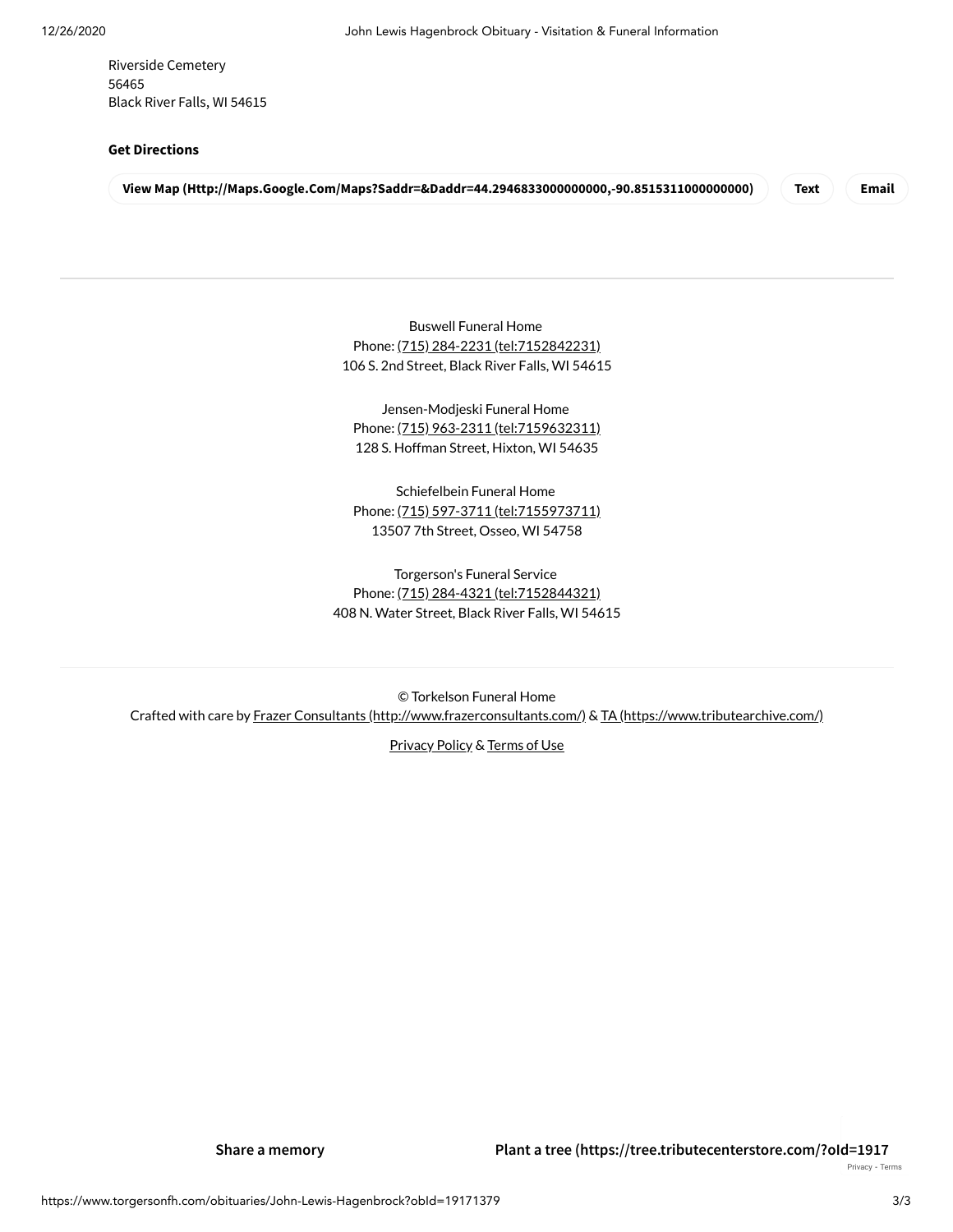Riverside Cemetery
56465
Black River Falls, WI 54615

**Get Directions**

**View Map (Http://Maps.Google.Com/Maps?Saddr=&Daddr=44.2946833000000000,-90.8515311000000000)** **Text** **Email**

---

Buswell Funeral Home
Phone: (715) 284-2231 (tel:7152842231)
106 S. 2nd Street, Black River Falls, WI 54615

Jensen-Modjeski Funeral Home
Phone: (715) 963-2311 (tel:7159632311)
128 S. Hoffman Street, Hixton, WI 54635

Schiefelbein Funeral Home
Phone: (715) 597-3711 (tel:7155973711)
13507 7th Street, Osseo, WI 54758

Torgerson's Funeral Service
Phone: (715) 284-4321 (tel:7152844321)
408 N. Water Street, Black River Falls, WI 54615

---

© Torkelson Funeral Home
Crafted with care by Frazer Consultants (http://www.frazerconsultants.com/) & TA (https://www.tributearchive.com/)

Privacy Policy & Terms of Use

**Share a memory** **Plant a tree (https://tree.tributecenterstore.com/?oId=1917**

Privacy - Terms